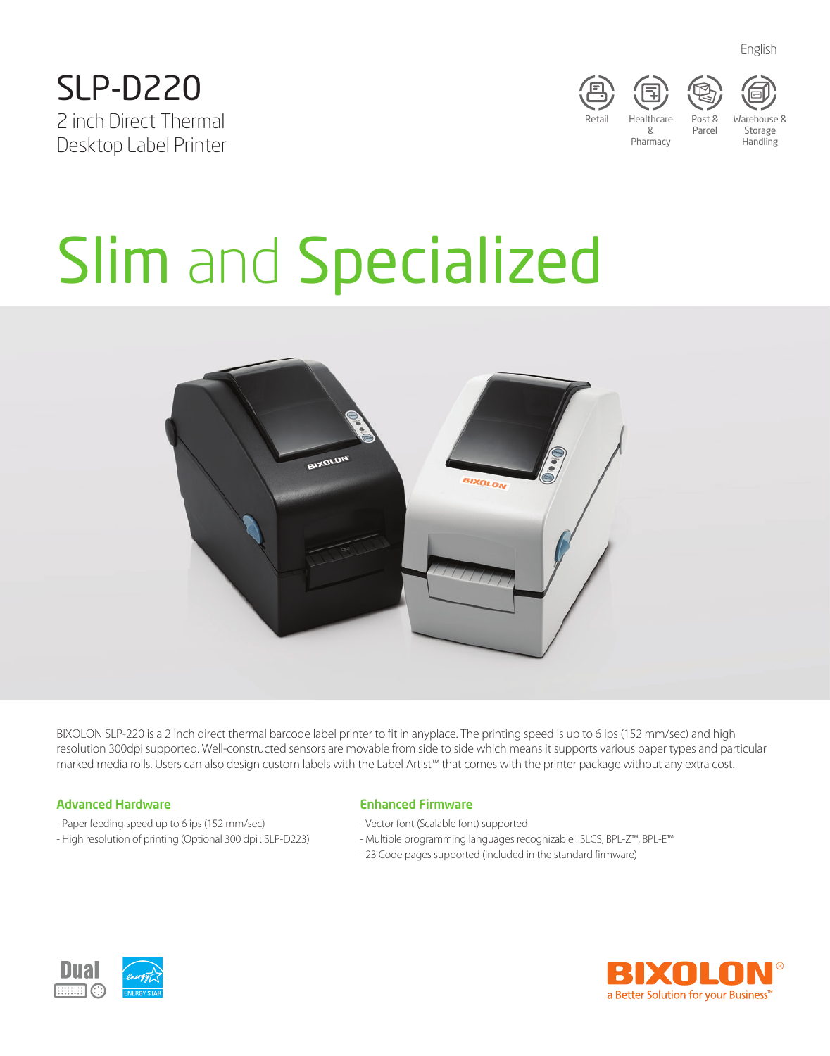English

# SLP-D220

2 inch Direct Thermal
Desktop Label Printer

Retail | Healthcare & Pharmacy | Post & Parcel | Warehouse & Storage Handling

# Slim and Specialized

BIXOLON SLP-220 is a 2 inch direct thermal barcode label printer to fit in anyplace. The printing speed is up to 6 ips (152 mm/sec) and high resolution 300dpi supported. Well-constructed sensors are movable from side to side which means it supports various paper types and particular marked media rolls. Users can also design custom labels with the Label Artist™ that comes with the printer package without any extra cost.

### Advanced Hardware

- Paper feeding speed up to 6 ips (152 mm/sec)
- High resolution of printing (Optional 300 dpi : SLP-D223)

### Enhanced Firmware

- Vector font (Scalable font) supported
- Multiple programming languages recognizable : SLCS, BPL-Z™, BPL-E™
- 23 Code pages supported (included in the standard firmware)

Dual

ENERGY STAR

BIXOLON®
a Better Solution for your Business™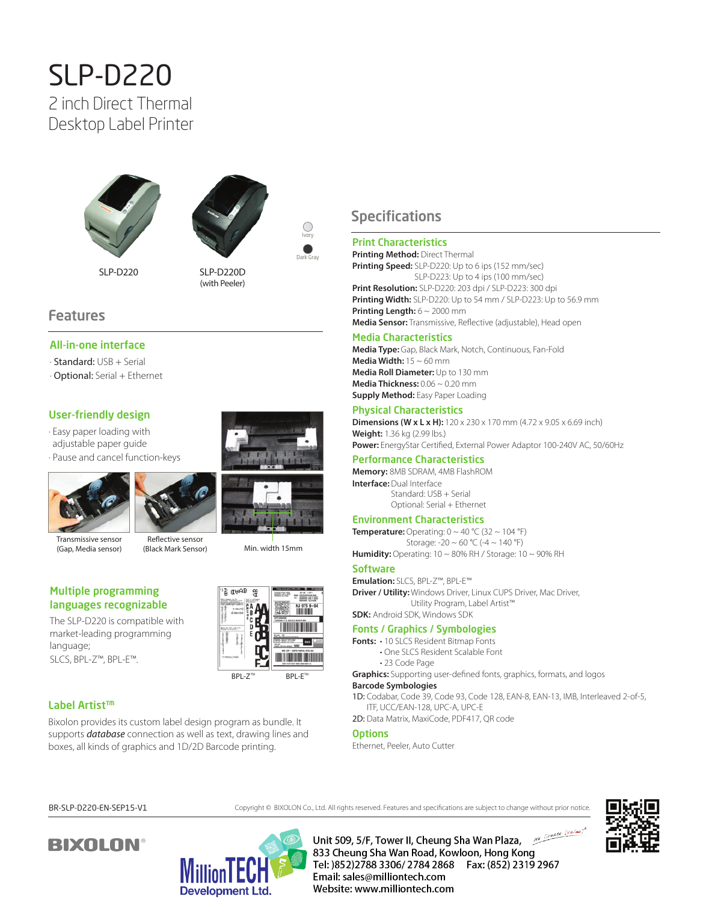# SLP-D220

## 2 inch Direct Thermal Desktop Label Printer

SLP-D220

SLP-D220D (with Peeler)

Ivory

Dark Gray

## Features

### All-in-one interface

· **Standard:** USB + Serial
· **Optional:** Serial + Ethernet

### User-friendly design

· Easy paper loading with adjustable paper guide
· Pause and cancel function-keys

Transmissive sensor (Gap, Media sensor)

Reflective sensor (Black Mark Sensor)

Min. width 15mm

### Multiple programming languages recognizable

The SLP-D220 is compatible with market-leading programming language;
SLCS, BPL-Z™, BPL-E™.

BPL-Z™ BPL-E™

### Label Artist™

Bixolon provides its custom label design program as bundle. It supports *database* connection as well as text, drawing lines and boxes, all kinds of graphics and 1D/2D Barcode printing.

## Specifications

### Print Characteristics

**Printing Method:** Direct Thermal
**Printing Speed:** SLP-D220: Up to 6 ips (152 mm/sec)
SLP-D223: Up to 4 ips (100 mm/sec)
**Print Resolution:** SLP-D220: 203 dpi / SLP-D223: 300 dpi
**Printing Width:** SLP-D220: Up to 54 mm / SLP-D223: Up to 56.9 mm
**Printing Length:** 6 ~ 2000 mm
**Media Sensor:** Transmissive, Reflective (adjustable), Head open

### Media Characteristics

**Media Type:** Gap, Black Mark, Notch, Continuous, Fan-Fold
**Media Width:** 15 ~ 60 mm
**Media Roll Diameter:** Up to 130 mm
**Media Thickness:** 0.06 ~ 0.20 mm
**Supply Method:** Easy Paper Loading

### Physical Characteristics

**Dimensions (W x L x H):** 120 x 230 x 170 mm (4.72 x 9.05 x 6.69 inch)
**Weight:** 1.36 kg (2.99 lbs.)
**Power:** EnergyStar Certified, External Power Adaptor 100-240V AC, 50/60Hz

### Performance Characteristics

**Memory:** 8MB SDRAM, 4MB FlashROM
**Interface:** Dual Interface
Standard: USB + Serial
Optional: Serial + Ethernet

### Environment Characteristics

**Temperature:** Operating: 0 ~ 40 °C (32 ~ 104 °F)
Storage: -20 ~ 60 °C (-4 ~ 140 °F)
**Humidity:** Operating: 10 ~ 80% RH / Storage: 10 ~ 90% RH

### Software

**Emulation:** SLCS, BPL-Z™, BPL-E™
**Driver / Utility:** Windows Driver, Linux CUPS Driver, Mac Driver, Utility Program, Label Artist™
**SDK:** Android SDK, Windows SDK

### Fonts / Graphics / Symbologies

**Fonts:**
- 10 SLCS Resident Bitmap Fonts
- One SLCS Resident Scalable Font
- 23 Code Page

**Graphics:** Supporting user-defined fonts, graphics, formats, and logos
**Barcode Symbologies**
1D: Codabar, Code 39, Code 93, Code 128, EAN-8, EAN-13, IMB, Interleaved 2-of-5, ITF, UCC/EAN-128, UPC-A, UPC-E
2D: Data Matrix, MaxiCode, PDF417, QR code

### Options

Ethernet, Peeler, Auto Cutter

BR-SLP-D220-EN-SEP15-V1

Copyright © BIXOLON Co., Ltd. All rights reserved. Features and specifications are subject to change without prior notice.

BIXOLON®

MillionTECH Development Ltd.

Unit 509, 5/F, Tower II, Cheung Sha Wan Plaza,
833 Cheung Sha Wan Road, Kowloon, Hong Kong
Tel: )852)2788 3306/ 2784 2868 Fax: (852) 2319 2967
Email: sales@milliontech.com
Website: www.milliontech.com